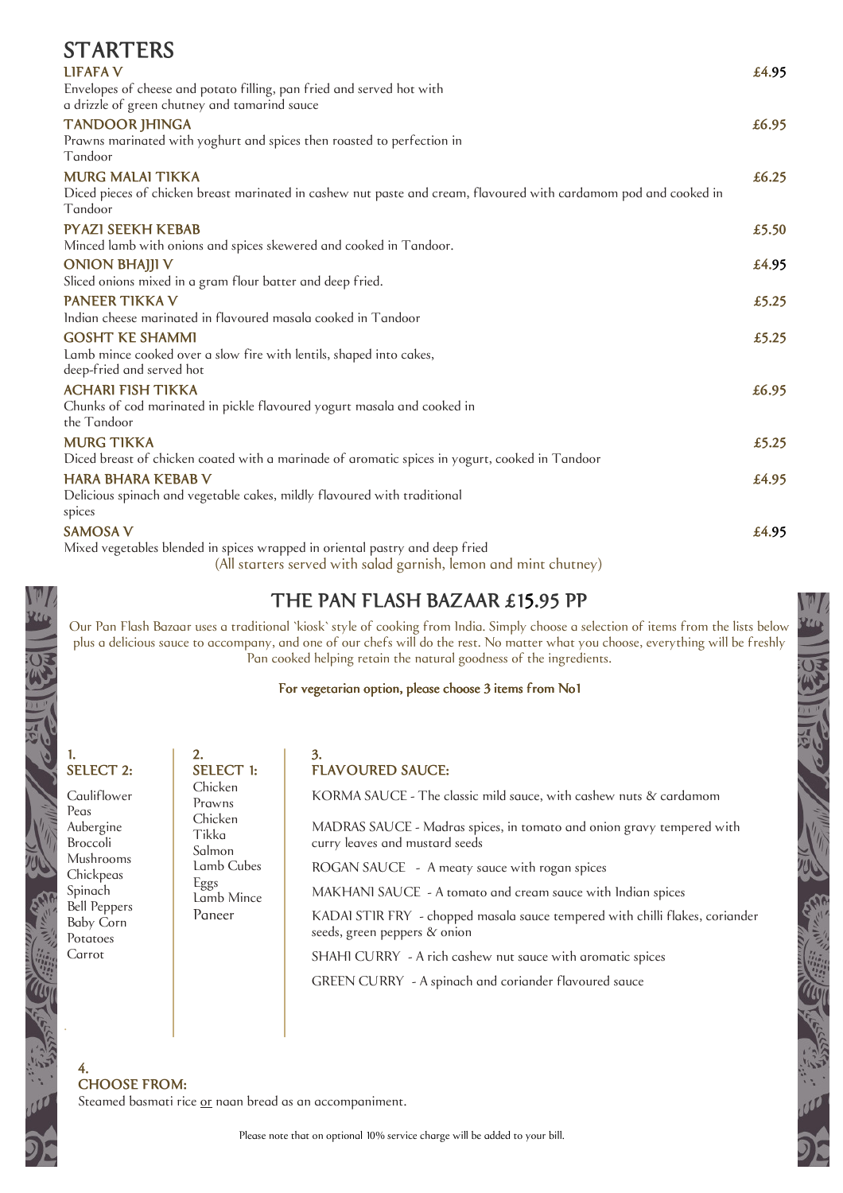# STARTERS

**LIFAFA V** £4.95
Envelopes of cheese and potato filling, pan fried and served hot with a drizzle of green chutney and tamarind sauce

**TANDOOR JHINGA** £6.95
Prawns marinated with yoghurt and spices then roasted to perfection in Tandoor

**MURG MALAI TIKKA** £6.25
Diced pieces of chicken breast marinated in cashew nut paste and cream, flavoured with cardamom pod and cooked in Tandoor

**PYAZI SEEKH KEBAB** £5.50
Minced lamb with onions and spices skewered and cooked in Tandoor.

**ONION BHAJJI V** £4.95
Sliced onions mixed in a gram flour batter and deep fried.

**PANEER TIKKA V** £5.25
Indian cheese marinated in flavoured masala cooked in Tandoor

**GOSHT KE SHAMMI** £5.25
Lamb mince cooked over a slow fire with lentils, shaped into cakes, deep-fried and served hot

**ACHARI FISH TIKKA** £6.95
Chunks of cod marinated in pickle flavoured yogurt masala and cooked in the Tandoor

**MURG TIKKA** £5.25
Diced breast of chicken coated with a marinade of aromatic spices in yogurt, cooked in Tandoor

**HARA BHARA KEBAB V** £4.95
Delicious spinach and vegetable cakes, mildly flavoured with traditional spices

**SAMOSA V** £4.95
Mixed vegetables blended in spices wrapped in oriental pastry and deep fried

(All starters served with salad garnish, lemon and mint chutney)

## THE PAN FLASH BAZAAR £15.95 PP

Our Pan Flash Bazaar uses a traditional `kiosk` style of cooking from India. Simply choose a selection of items from the lists below plus a delicious sauce to accompany, and one of our chefs will do the rest. No matter what you choose, everything will be freshly Pan cooked helping retain the natural goodness of the ingredients.

**For vegetarian option, please choose 3 items from No1**

### 1. SELECT 2:

- Cauliflower
- Peas
- Aubergine
- Broccoli
- Mushrooms
- Chickpeas
- Spinach
- Bell Peppers
- Baby Corn
- Potatoes
- Carrot

### 2. SELECT 1:

- Chicken
- Prawns
- Chicken Tikka
- Salmon
- Lamb Cubes
- Eggs
- Lamb Mince
- Paneer

### 3. FLAVOURED SAUCE:

KORMA SAUCE - The classic mild sauce, with cashew nuts & cardamom

MADRAS SAUCE - Madras spices, in tomato and onion gravy tempered with curry leaves and mustard seeds

ROGAN SAUCE - A meaty sauce with rogan spices

MAKHANI SAUCE - A tomato and cream sauce with Indian spices

KADAI STIR FRY - chopped masala sauce tempered with chilli flakes, coriander seeds, green peppers & onion

SHAHI CURRY - A rich cashew nut sauce with aromatic spices

GREEN CURRY - A spinach and coriander flavoured sauce

### 4. CHOOSE FROM:

Steamed basmati rice <u>or</u> naan bread as an accompaniment.

Please note that on optional 10% service charge will be added to your bill.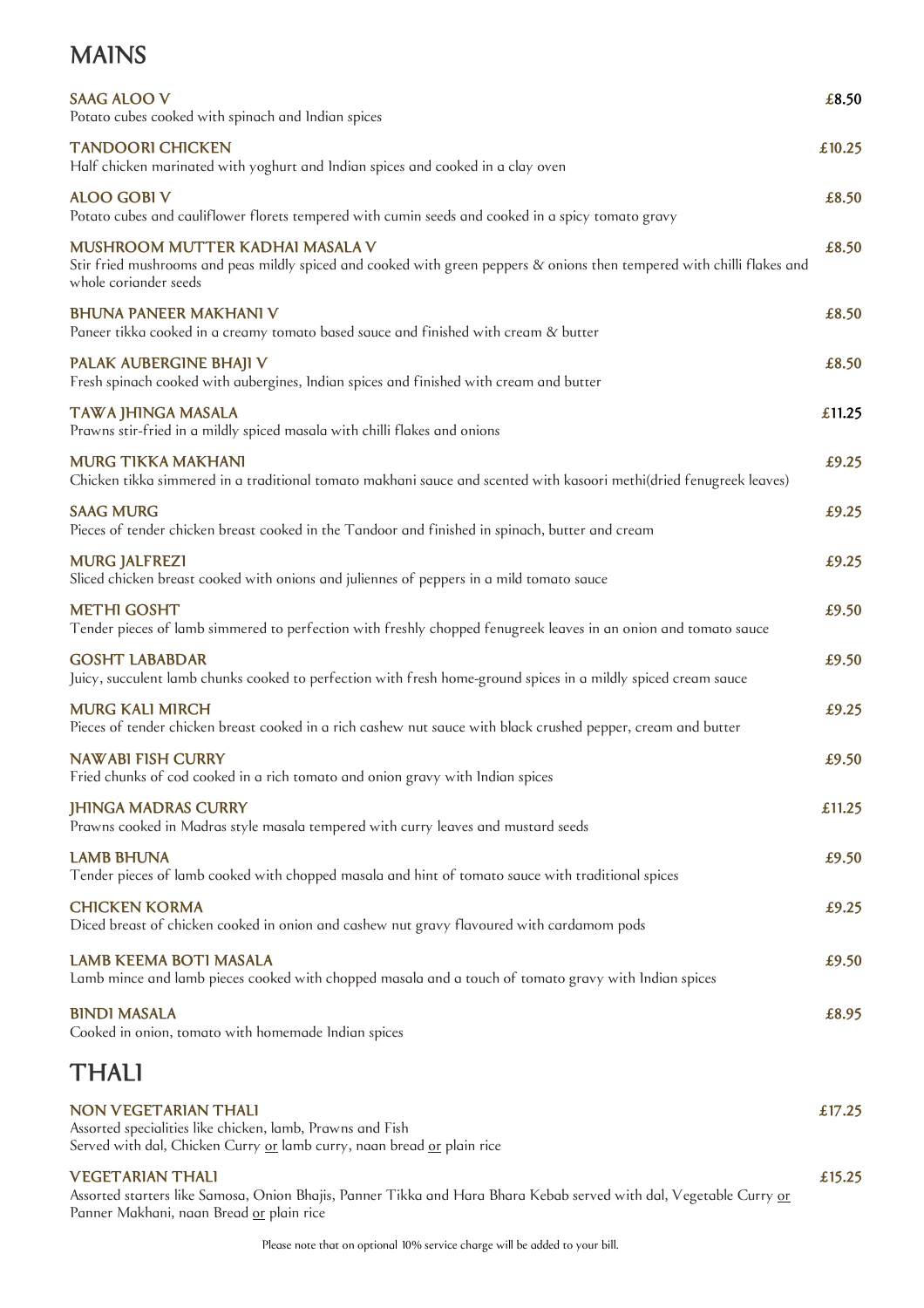# MAINS

**SAAG ALOO V** £8.50
Potato cubes cooked with spinach and Indian spices

**TANDOORI CHICKEN** £10.25
Half chicken marinated with yoghurt and Indian spices and cooked in a clay oven

**ALOO GOBI V** £8.50
Potato cubes and cauliflower florets tempered with cumin seeds and cooked in a spicy tomato gravy

**MUSHROOM MUTTER KADHAI MASALA V** £8.50
Stir fried mushrooms and peas mildly spiced and cooked with green peppers & onions then tempered with chilli flakes and whole coriander seeds

**BHUNA PANEER MAKHANI V** £8.50
Paneer tikka cooked in a creamy tomato based sauce and finished with cream & butter

**PALAK AUBERGINE BHAJI V** £8.50
Fresh spinach cooked with aubergines, Indian spices and finished with cream and butter

**TAWA JHINGA MASALA** £11.25
Prawns stir-fried in a mildly spiced masala with chilli flakes and onions

**MURG TIKKA MAKHANI** £9.25
Chicken tikka simmered in a traditional tomato makhani sauce and scented with kasoori methi(dried fenugreek leaves)

**SAAG MURG** £9.25
Pieces of tender chicken breast cooked in the Tandoor and finished in spinach, butter and cream

**MURG JALFREZI** £9.25
Sliced chicken breast cooked with onions and juliennes of peppers in a mild tomato sauce

**METHI GOSHT** £9.50
Tender pieces of lamb simmered to perfection with freshly chopped fenugreek leaves in an onion and tomato sauce

**GOSHT LABABDAR** £9.50
Juicy, succulent lamb chunks cooked to perfection with fresh home-ground spices in a mildly spiced cream sauce

**MURG KALI MIRCH** £9.25
Pieces of tender chicken breast cooked in a rich cashew nut sauce with black crushed pepper, cream and butter

**NAWABI FISH CURRY** £9.50
Fried chunks of cod cooked in a rich tomato and onion gravy with Indian spices

**JHINGA MADRAS CURRY** £11.25
Prawns cooked in Madras style masala tempered with curry leaves and mustard seeds

**LAMB BHUNA** £9.50
Tender pieces of lamb cooked with chopped masala and hint of tomato sauce with traditional spices

**CHICKEN KORMA** £9.25
Diced breast of chicken cooked in onion and cashew nut gravy flavoured with cardamom pods

**LAMB KEEMA BOTI MASALA** £9.50
Lamb mince and lamb pieces cooked with chopped masala and a touch of tomato gravy with Indian spices

**BINDI MASALA** £8.95
Cooked in onion, tomato with homemade Indian spices

# THALI

**NON VEGETARIAN THALI** £17.25
Assorted specialities like chicken, lamb, Prawns and Fish
Served with dal, Chicken Curry or lamb curry, naan bread or plain rice

**VEGETARIAN THALI** £15.25
Assorted starters like Samosa, Onion Bhajis, Panner Tikka and Hara Bhara Kebab served with dal, Vegetable Curry or Panner Makhani, naan Bread or plain rice

Please note that on optional 10% service charge will be added to your bill.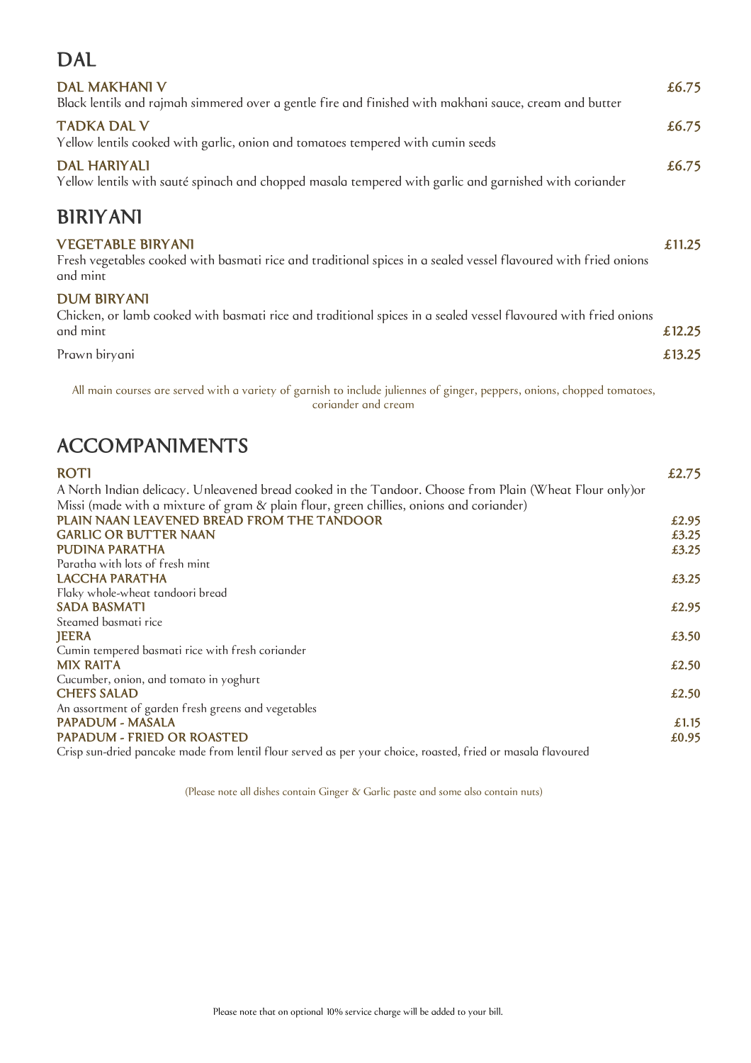# DAL

**DAL MAKHANI V** — £6.75
Black lentils and rajmah simmered over a gentle fire and finished with makhani sauce, cream and butter

**TADKA DAL V** — £6.75
Yellow lentils cooked with garlic, onion and tomatoes tempered with cumin seeds

**DAL HARIYALI** — £6.75
Yellow lentils with sauté spinach and chopped masala tempered with garlic and garnished with coriander

# BIRIYANI

**VEGETABLE BIRYANI** — £11.25
Fresh vegetables cooked with basmati rice and traditional spices in a sealed vessel flavoured with fried onions and mint

**DUM BIRYANI**
Chicken, or lamb cooked with basmati rice and traditional spices in a sealed vessel flavoured with fried onions and mint — £12.25

Prawn biryani — £13.25

All main courses are served with a variety of garnish to include juliennes of ginger, peppers, onions, chopped tomatoes, coriander and cream

# ACCOMPANIMENTS

**ROTI** — £2.75
A North Indian delicacy. Unleavened bread cooked in the Tandoor. Choose from Plain (Wheat Flour only)or Missi (made with a mixture of gram & plain flour, green chillies, onions and coriander)

**PLAIN NAAN LEAVENED BREAD FROM THE TANDOOR** — £2.95

**GARLIC OR BUTTER NAAN** — £3.25

**PUDINA PARATHA** — £3.25
Paratha with lots of fresh mint

**LACCHA PARATHA** — £3.25
Flaky whole-wheat tandoori bread

**SADA BASMATI** — £2.95
Steamed basmati rice

**JEERA** — £3.50
Cumin tempered basmati rice with fresh coriander

**MIX RAITA** — £2.50
Cucumber, onion, and tomato in yoghurt

**CHEFS SALAD** — £2.50
An assortment of garden fresh greens and vegetables

**PAPADUM - MASALA** — £1.15

**PAPADUM - FRIED OR ROASTED** — £0.95
Crisp sun-dried pancake made from lentil flour served as per your choice, roasted, fried or masala flavoured

(Please note all dishes contain Ginger & Garlic paste and some also contain nuts)

Please note that on optional 10% service charge will be added to your bill.